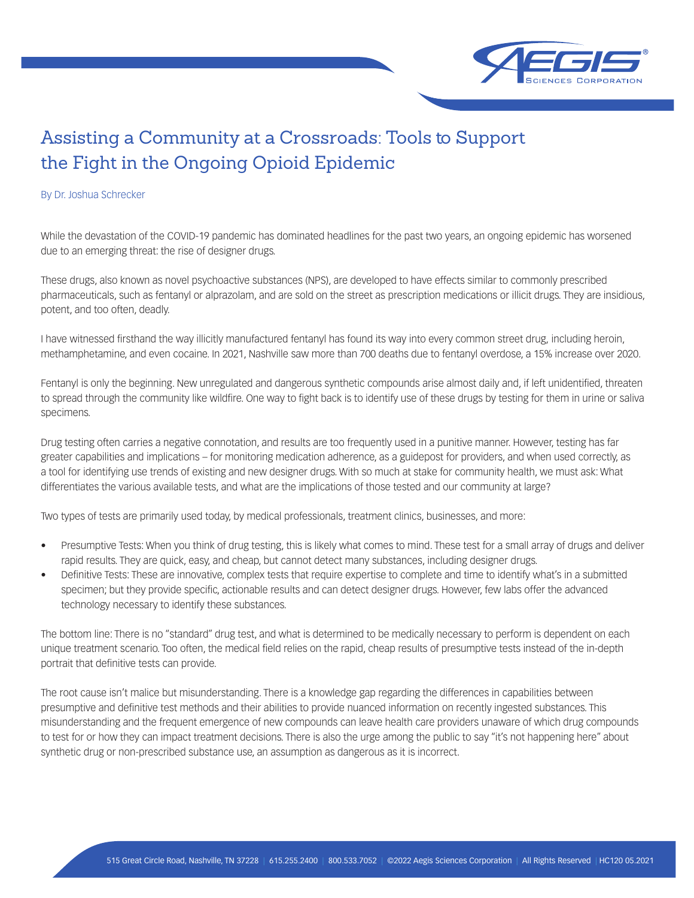# Assisting a Community at a Crossroads: Tools to Support the Fight in the Ongoing Opioid Epidemic

By Dr. Joshua Schrecker

While the devastation of the COVID-19 pandemic has dominated headlines for the past two years, an ongoing epidemic has worsened due to an emerging threat: the rise of designer drugs.

These drugs, also known as novel psychoactive substances (NPS), are developed to have effects similar to commonly prescribed pharmaceuticals, such as fentanyl or alprazolam, and are sold on the street as prescription medications or illicit drugs. They are insidious, potent, and too often, deadly.

I have witnessed firsthand the way illicitly manufactured fentanyl has found its way into every common street drug, including heroin, methamphetamine, and even cocaine. In 2021, Nashville saw more than 700 deaths due to fentanyl overdose, a 15% increase over 2020.

Fentanyl is only the beginning. New unregulated and dangerous synthetic compounds arise almost daily and, if left unidentified, threaten to spread through the community like wildfire. One way to fight back is to identify use of these drugs by testing for them in urine or saliva specimens.

Drug testing often carries a negative connotation, and results are too frequently used in a punitive manner. However, testing has far greater capabilities and implications – for monitoring medication adherence, as a guidepost for providers, and when used correctly, as a tool for identifying use trends of existing and new designer drugs. With so much at stake for community health, we must ask: What differentiates the various available tests, and what are the implications of those tested and our community at large?

Two types of tests are primarily used today, by medical professionals, treatment clinics, businesses, and more:

- Presumptive Tests: When you think of drug testing, this is likely what comes to mind. These test for a small array of drugs and deliver rapid results. They are quick, easy, and cheap, but cannot detect many substances, including designer drugs.
- Definitive Tests: These are innovative, complex tests that require expertise to complete and time to identify what's in a submitted specimen; but they provide specific, actionable results and can detect designer drugs. However, few labs offer the advanced technology necessary to identify these substances.

The bottom line: There is no "standard" drug test, and what is determined to be medically necessary to perform is dependent on each unique treatment scenario. Too often, the medical field relies on the rapid, cheap results of presumptive tests instead of the in-depth portrait that definitive tests can provide.

The root cause isn't malice but misunderstanding. There is a knowledge gap regarding the differences in capabilities between presumptive and definitive test methods and their abilities to provide nuanced information on recently ingested substances. This misunderstanding and the frequent emergence of new compounds can leave health care providers unaware of which drug compounds to test for or how they can impact treatment decisions. There is also the urge among the public to say "it's not happening here" about synthetic drug or non-prescribed substance use, an assumption as dangerous as it is incorrect.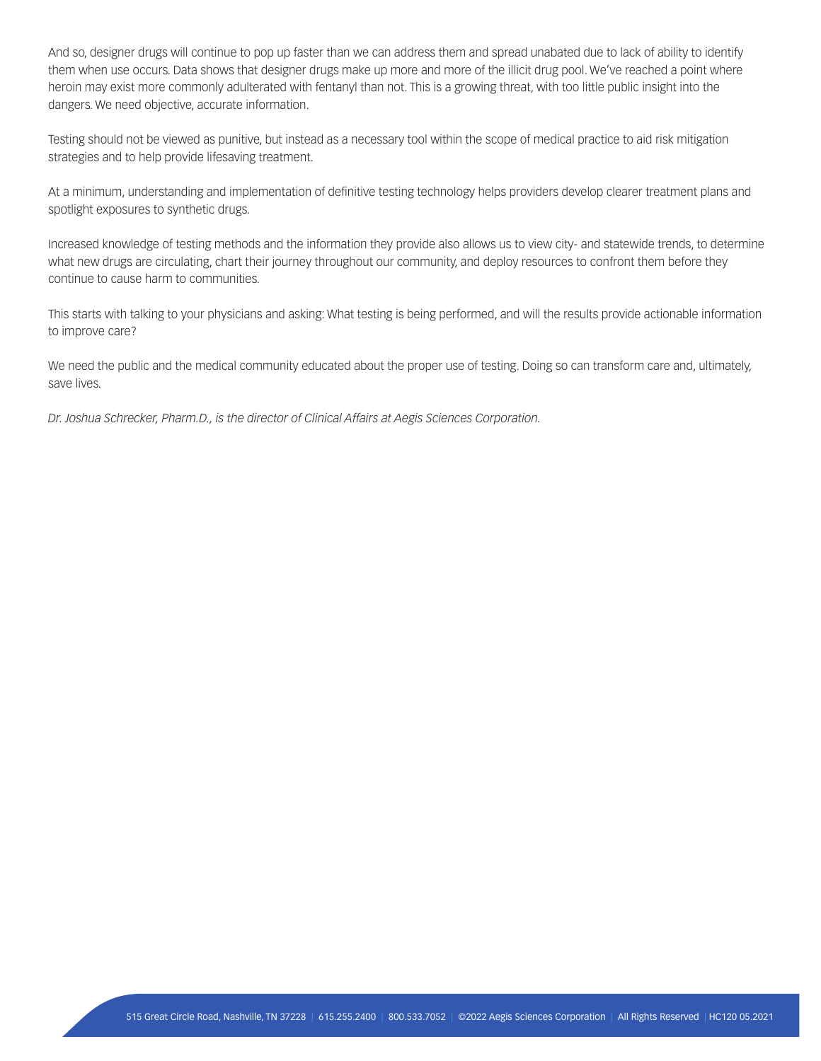And so, designer drugs will continue to pop up faster than we can address them and spread unabated due to lack of ability to identify them when use occurs. Data shows that designer drugs make up more and more of the illicit drug pool. We've reached a point where heroin may exist more commonly adulterated with fentanyl than not. This is a growing threat, with too little public insight into the dangers. We need objective, accurate information.

Testing should not be viewed as punitive, but instead as a necessary tool within the scope of medical practice to aid risk mitigation strategies and to help provide lifesaving treatment.

At a minimum, understanding and implementation of definitive testing technology helps providers develop clearer treatment plans and spotlight exposures to synthetic drugs.

Increased knowledge of testing methods and the information they provide also allows us to view city- and statewide trends, to determine what new drugs are circulating, chart their journey throughout our community, and deploy resources to confront them before they continue to cause harm to communities.

This starts with talking to your physicians and asking: What testing is being performed, and will the results provide actionable information to improve care?

We need the public and the medical community educated about the proper use of testing. Doing so can transform care and, ultimately, save lives.

*Dr. Joshua Schrecker, Pharm.D., is the director of Clinical Affairs at Aegis Sciences Corporation.*

515 Great Circle Road, Nashville, TN 37228 | 615.255.2400 | 800.533.7052 | ©2022 Aegis Sciences Corporation | All Rights Reserved | HC120 05.2021